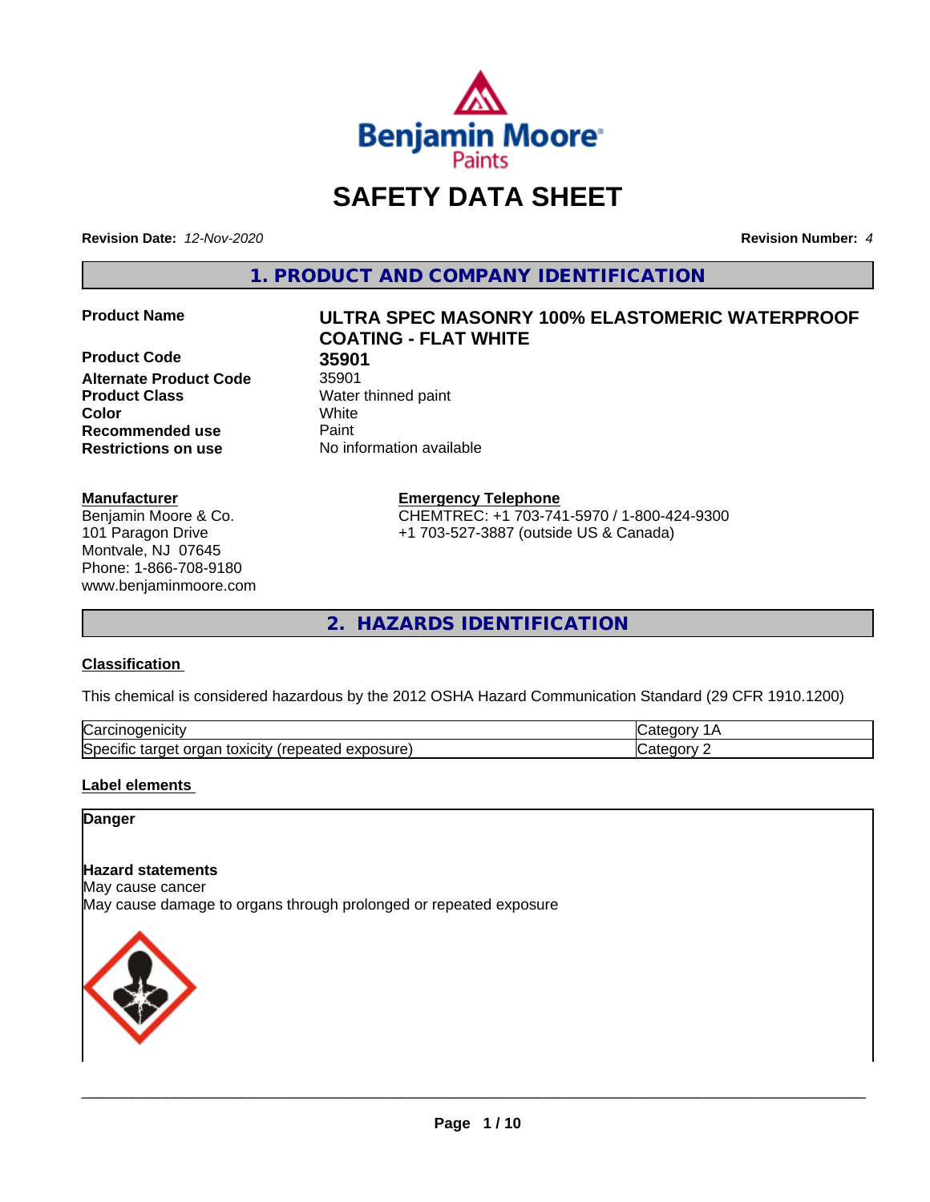Benjamin Moore Paints

# SAFETY DATA SHEET

**Revision Date:** *12-Nov-2020* **Revision Number:** *4*

## 1. PRODUCT AND COMPANY IDENTIFICATION

| | |
|---|---|
| **Product Name** | **ULTRA SPEC MASONRY 100% ELASTOMERIC WATERPROOF COATING - FLAT WHITE** |
| **Product Code** | **35901** |
| **Alternate Product Code** | 35901 |
| **Product Class** | Water thinned paint |
| **Color** | White |
| **Recommended use** | Paint |
| **Restrictions on use** | No information available |

**Manufacturer**
Benjamin Moore & Co.
101 Paragon Drive
Montvale, NJ 07645
Phone: 1-866-708-9180
www.benjaminmoore.com

**Emergency Telephone**
CHEMTREC: +1 703-741-5970 / 1-800-424-9300
+1 703-527-3887 (outside US & Canada)

## 2. HAZARDS IDENTIFICATION

### Classification

This chemical is considered hazardous by the 2012 OSHA Hazard Communication Standard (29 CFR 1910.1200)

| | |
|---|---|
| Carcinogenicity | Category 1A |
| Specific target organ toxicity (repeated exposure) | Category 2 |

### Label elements

**Danger**

**Hazard statements**
May cause cancer
May cause damage to organs through prolonged or repeated exposure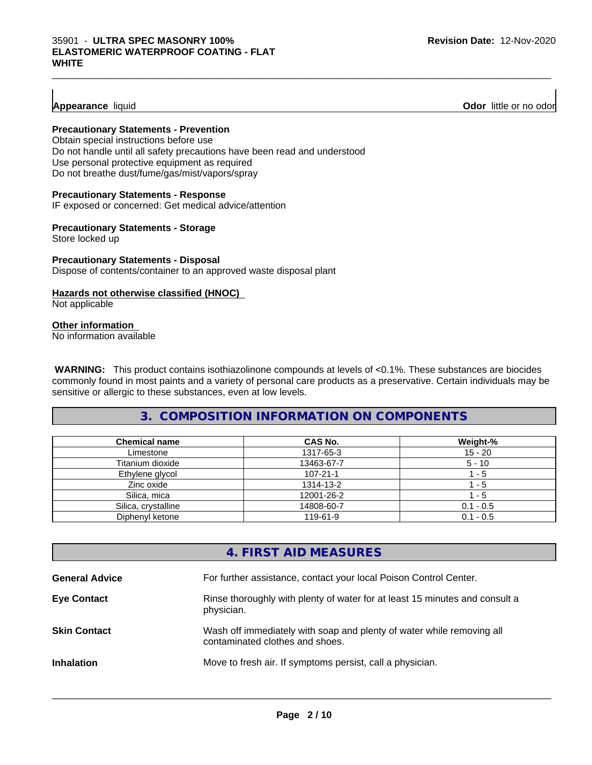**Appearance** liquid **Odor** little or no odor

**Precautionary Statements - Prevention**
Obtain special instructions before use
Do not handle until all safety precautions have been read and understood
Use personal protective equipment as required
Do not breathe dust/fume/gas/mist/vapors/spray

**Precautionary Statements - Response**
IF exposed or concerned: Get medical advice/attention

**Precautionary Statements - Storage**
Store locked up

**Precautionary Statements - Disposal**
Dispose of contents/container to an approved waste disposal plant

**Hazards not otherwise classified (HNOC)**
Not applicable

**Other information**
No information available

**WARNING:** This product contains isothiazolinone compounds at levels of <0.1%. These substances are biocides commonly found in most paints and a variety of personal care products as a preservative. Certain individuals may be sensitive or allergic to these substances, even at low levels.

## 3. COMPOSITION INFORMATION ON COMPONENTS

| Chemical name | CAS No. | Weight-% |
|---|---|---|
| Limestone | 1317-65-3 | 15 - 20 |
| Titanium dioxide | 13463-67-7 | 5 - 10 |
| Ethylene glycol | 107-21-1 | 1 - 5 |
| Zinc oxide | 1314-13-2 | 1 - 5 |
| Silica, mica | 12001-26-2 | 1 - 5 |
| Silica, crystalline | 14808-60-7 | 0.1 - 0.5 |
| Diphenyl ketone | 119-61-9 | 0.1 - 0.5 |

## 4. FIRST AID MEASURES

**General Advice** For further assistance, contact your local Poison Control Center.

**Eye Contact** Rinse thoroughly with plenty of water for at least 15 minutes and consult a physician.

**Skin Contact** Wash off immediately with soap and plenty of water while removing all contaminated clothes and shoes.

**Inhalation** Move to fresh air. If symptoms persist, call a physician.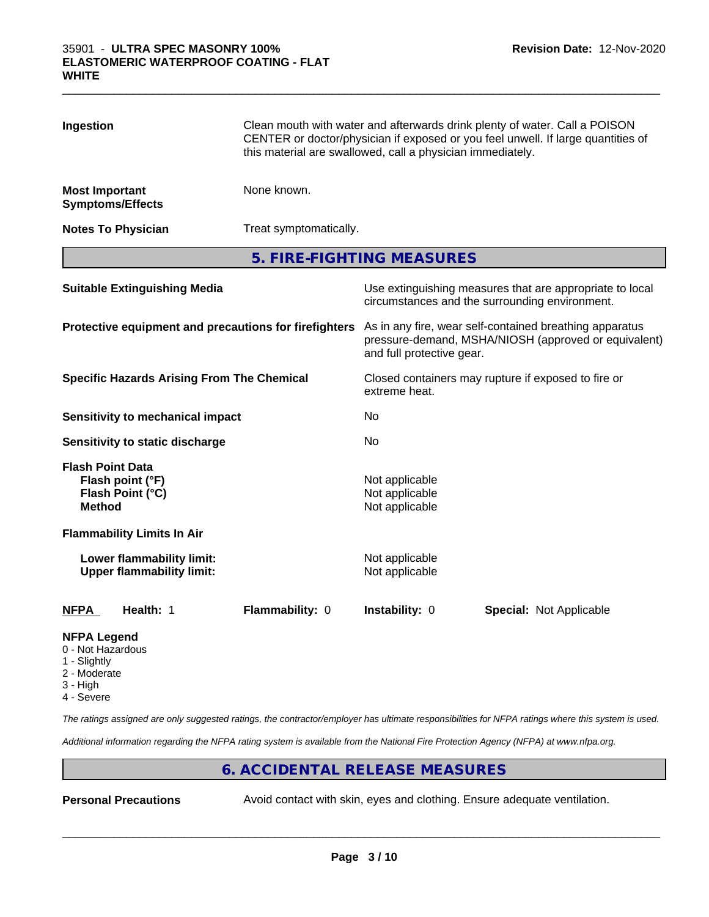| | |
|---|---|
| **Ingestion** | Clean mouth with water and afterwards drink plenty of water. Call a POISON CENTER or doctor/physician if exposed or you feel unwell. If large quantities of this material are swallowed, call a physician immediately. |
| **Most Important Symptoms/Effects** | None known. |
| **Notes To Physician** | Treat symptomatically. |

## 5. FIRE-FIGHTING MEASURES

| | |
|---|---|
| **Suitable Extinguishing Media** | Use extinguishing measures that are appropriate to local circumstances and the surrounding environment. |
| **Protective equipment and precautions for firefighters** | As in any fire, wear self-contained breathing apparatus pressure-demand, MSHA/NIOSH (approved or equivalent) and full protective gear. |
| **Specific Hazards Arising From The Chemical** | Closed containers may rupture if exposed to fire or extreme heat. |
| **Sensitivity to mechanical impact** | No |
| **Sensitivity to static discharge** | No |

**Flash Point Data**

| | |
|---|---|
| **Flash point (°F)** | Not applicable |
| **Flash Point (°C)** | Not applicable |
| **Method** | Not applicable |

**Flammability Limits In Air**

| | |
|---|---|
| **Lower flammability limit:** | Not applicable |
| **Upper flammability limit:** | Not applicable |

| **NFPA** | **Health:** 1 | **Flammability:** 0 | **Instability:** 0 | **Special:** Not Applicable |
|---|---|---|---|---|

**NFPA Legend**
- 0 - Not Hazardous
- 1 - Slightly
- 2 - Moderate
- 3 - High
- 4 - Severe

*The ratings assigned are only suggested ratings, the contractor/employer has ultimate responsibilities for NFPA ratings where this system is used.*

*Additional information regarding the NFPA rating system is available from the National Fire Protection Agency (NFPA) at www.nfpa.org.*

## 6. ACCIDENTAL RELEASE MEASURES

| | |
|---|---|
| **Personal Precautions** | Avoid contact with skin, eyes and clothing. Ensure adequate ventilation. |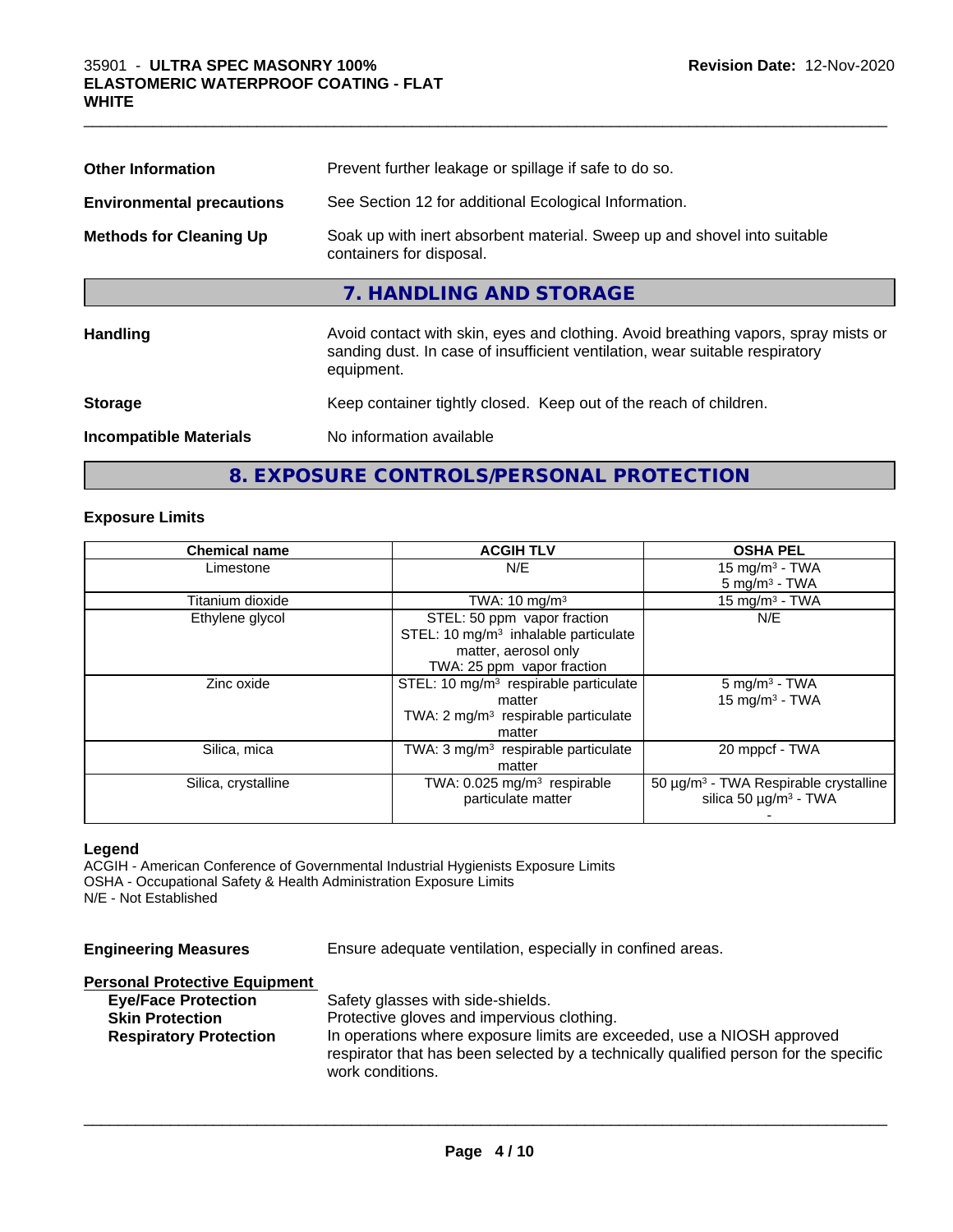| | |
|---|---|
| **Other Information** | Prevent further leakage or spillage if safe to do so. |
| **Environmental precautions** | See Section 12 for additional Ecological Information. |
| **Methods for Cleaning Up** | Soak up with inert absorbent material. Sweep up and shovel into suitable containers for disposal. |

## 7. HANDLING AND STORAGE

| | |
|---|---|
| **Handling** | Avoid contact with skin, eyes and clothing. Avoid breathing vapors, spray mists or sanding dust. In case of insufficient ventilation, wear suitable respiratory equipment. |
| **Storage** | Keep container tightly closed. Keep out of the reach of children. |
| **Incompatible Materials** | No information available |

## 8. EXPOSURE CONTROLS/PERSONAL PROTECTION

### Exposure Limits

| Chemical name | ACGIH TLV | OSHA PEL |
|---|---|---|
| Limestone | N/E | 15 mg/m³ - TWA<br>5 mg/m³ - TWA |
| Titanium dioxide | TWA: 10 mg/m³ | 15 mg/m³ - TWA |
| Ethylene glycol | STEL: 50 ppm vapor fraction<br>STEL: 10 mg/m³ inhalable particulate matter, aerosol only<br>TWA: 25 ppm vapor fraction | N/E |
| Zinc oxide | STEL: 10 mg/m³ respirable particulate matter<br>TWA: 2 mg/m³ respirable particulate matter | 5 mg/m³ - TWA<br>15 mg/m³ - TWA |
| Silica, mica | TWA: 3 mg/m³ respirable particulate matter | 20 mppcf - TWA |
| Silica, crystalline | TWA: 0.025 mg/m³ respirable particulate matter | 50 µg/m³ - TWA Respirable crystalline silica 50 µg/m³ - TWA<br>- |

**Legend**

ACGIH - American Conference of Governmental Industrial Hygienists Exposure Limits
OSHA - Occupational Safety & Health Administration Exposure Limits
N/E - Not Established

**Engineering Measures** Ensure adequate ventilation, especially in confined areas.

**Personal Protective Equipment**

- **Eye/Face Protection** Safety glasses with side-shields.
- **Skin Protection** Protective gloves and impervious clothing.
- **Respiratory Protection** In operations where exposure limits are exceeded, use a NIOSH approved respirator that has been selected by a technically qualified person for the specific work conditions.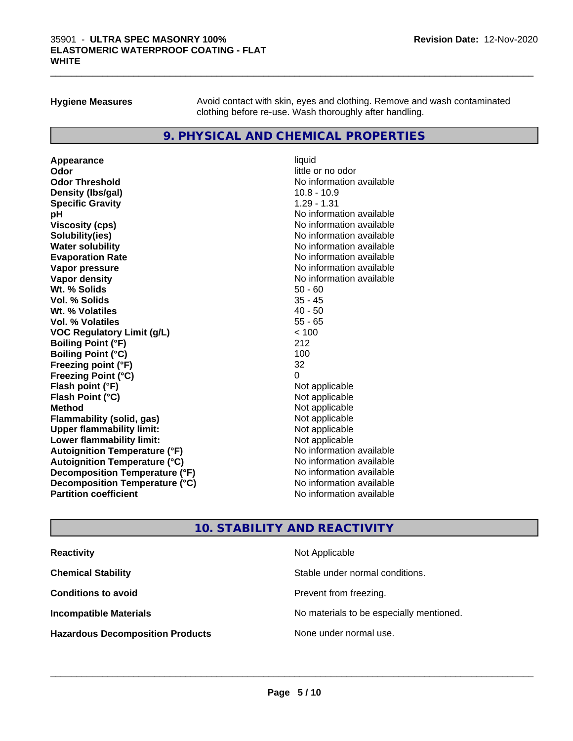**Hygiene Measures** Avoid contact with skin, eyes and clothing. Remove and wash contaminated clothing before re-use. Wash thoroughly after handling.

## 9. PHYSICAL AND CHEMICAL PROPERTIES

| | |
|---|---|
| **Appearance** | liquid |
| **Odor** | little or no odor |
| **Odor Threshold** | No information available |
| **Density (lbs/gal)** | 10.8 - 10.9 |
| **Specific Gravity** | 1.29 - 1.31 |
| **pH** | No information available |
| **Viscosity (cps)** | No information available |
| **Solubility(ies)** | No information available |
| **Water solubility** | No information available |
| **Evaporation Rate** | No information available |
| **Vapor pressure** | No information available |
| **Vapor density** | No information available |
| **Wt. % Solids** | 50 - 60 |
| **Vol. % Solids** | 35 - 45 |
| **Wt. % Volatiles** | 40 - 50 |
| **Vol. % Volatiles** | 55 - 65 |
| **VOC Regulatory Limit (g/L)** | < 100 |
| **Boiling Point (°F)** | 212 |
| **Boiling Point (°C)** | 100 |
| **Freezing point (°F)** | 32 |
| **Freezing Point (°C)** | 0 |
| **Flash point (°F)** | Not applicable |
| **Flash Point (°C)** | Not applicable |
| **Method** | Not applicable |
| **Flammability (solid, gas)** | Not applicable |
| **Upper flammability limit:** | Not applicable |
| **Lower flammability limit:** | Not applicable |
| **Autoignition Temperature (°F)** | No information available |
| **Autoignition Temperature (°C)** | No information available |
| **Decomposition Temperature (°F)** | No information available |
| **Decomposition Temperature (°C)** | No information available |
| **Partition coefficient** | No information available |

## 10. STABILITY AND REACTIVITY

| | |
|---|---|
| **Reactivity** | Not Applicable |
| **Chemical Stability** | Stable under normal conditions. |
| **Conditions to avoid** | Prevent from freezing. |
| **Incompatible Materials** | No materials to be especially mentioned. |
| **Hazardous Decomposition Products** | None under normal use. |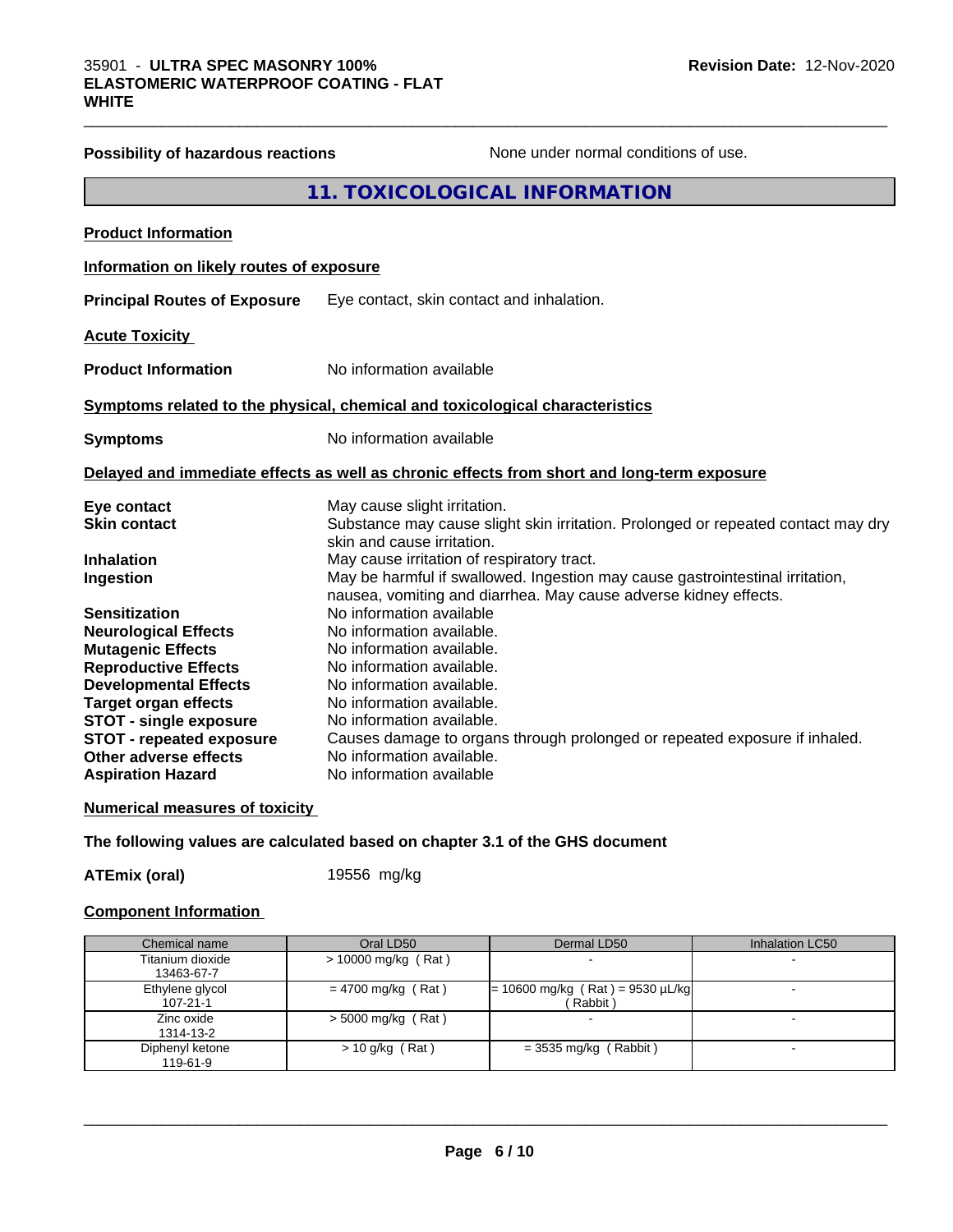**Possibility of hazardous reactions** None under normal conditions of use.

## 11. TOXICOLOGICAL INFORMATION

**Product Information**

**Information on likely routes of exposure**

**Principal Routes of Exposure** Eye contact, skin contact and inhalation.

**Acute Toxicity**

**Product Information** No information available

**Symptoms related to the physical, chemical and toxicological characteristics**

**Symptoms** No information available

**Delayed and immediate effects as well as chronic effects from short and long-term exposure**

**Eye contact** May cause slight irritation.
**Skin contact** Substance may cause slight skin irritation. Prolonged or repeated contact may dry skin and cause irritation.
**Inhalation** May cause irritation of respiratory tract.
**Ingestion** May be harmful if swallowed. Ingestion may cause gastrointestinal irritation, nausea, vomiting and diarrhea. May cause adverse kidney effects.
**Sensitization** No information available
**Neurological Effects** No information available.
**Mutagenic Effects** No information available.
**Reproductive Effects** No information available.
**Developmental Effects** No information available.
**Target organ effects** No information available.
**STOT - single exposure** No information available.
**STOT - repeated exposure** Causes damage to organs through prolonged or repeated exposure if inhaled.
**Other adverse effects** No information available.
**Aspiration Hazard** No information available

**Numerical measures of toxicity**

**The following values are calculated based on chapter 3.1 of the GHS document**

**ATEmix (oral)** 19556 mg/kg

**Component Information**

| Chemical name | Oral LD50 | Dermal LD50 | Inhalation LC50 |
|---|---|---|---|
| Titanium dioxide 13463-67-7 | > 10000 mg/kg ( Rat ) | - | - |
| Ethylene glycol 107-21-1 | = 4700 mg/kg ( Rat ) | = 10600 mg/kg ( Rat ) = 9530 µL/kg ( Rabbit ) | - |
| Zinc oxide 1314-13-2 | > 5000 mg/kg ( Rat ) | - | - |
| Diphenyl ketone 119-61-9 | > 10 g/kg ( Rat ) | = 3535 mg/kg ( Rabbit ) | - |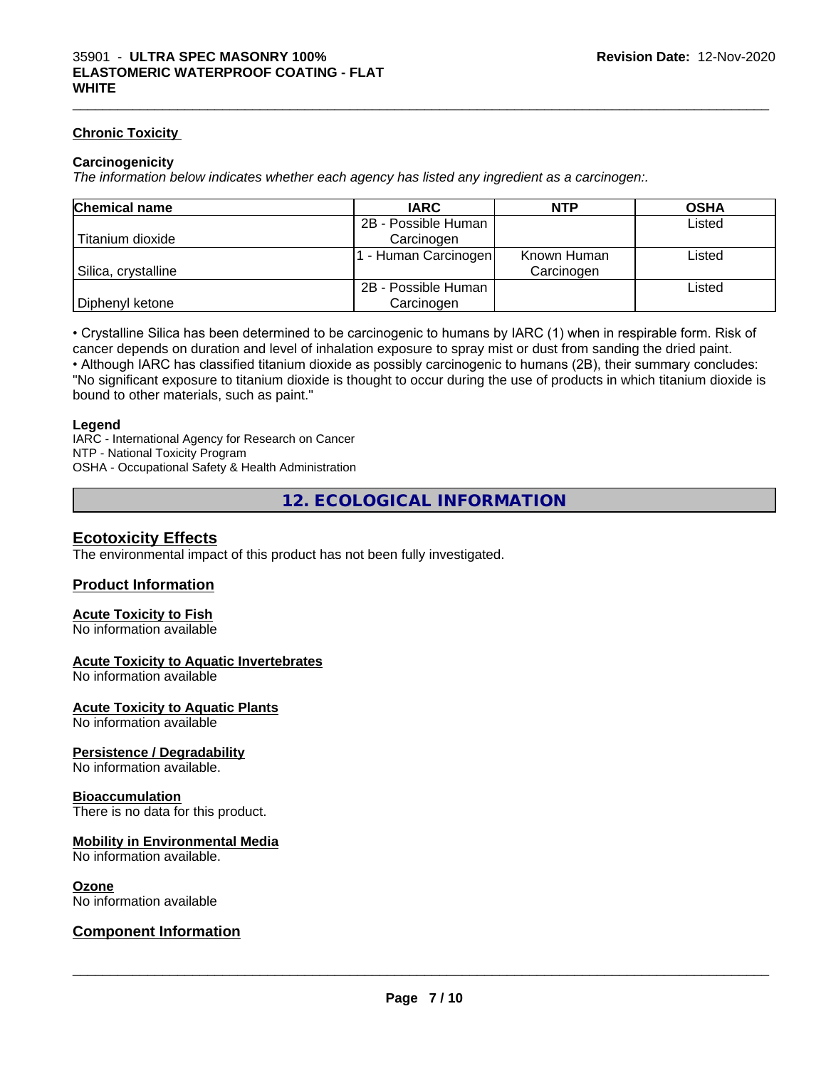### Chronic Toxicity

**Carcinogenicity**

*The information below indicates whether each agency has listed any ingredient as a carcinogen:.*

| Chemical name | IARC | NTP | OSHA |
|---|---|---|---|
| Titanium dioxide | 2B - Possible Human Carcinogen | | Listed |
| Silica, crystalline | 1 - Human Carcinogen | Known Human Carcinogen | Listed |
| Diphenyl ketone | 2B - Possible Human Carcinogen | | Listed |

• Crystalline Silica has been determined to be carcinogenic to humans by IARC (1) when in respirable form. Risk of cancer depends on duration and level of inhalation exposure to spray mist or dust from sanding the dried paint.
• Although IARC has classified titanium dioxide as possibly carcinogenic to humans (2B), their summary concludes: "No significant exposure to titanium dioxide is thought to occur during the use of products in which titanium dioxide is bound to other materials, such as paint."

**Legend**

IARC - International Agency for Research on Cancer
NTP - National Toxicity Program
OSHA - Occupational Safety & Health Administration

## 12. ECOLOGICAL INFORMATION

### Ecotoxicity Effects

The environmental impact of this product has not been fully investigated.

### Product Information

**Acute Toxicity to Fish**
No information available

**Acute Toxicity to Aquatic Invertebrates**
No information available

**Acute Toxicity to Aquatic Plants**
No information available

**Persistence / Degradability**
No information available.

**Bioaccumulation**
There is no data for this product.

**Mobility in Environmental Media**
No information available.

**Ozone**
No information available

### Component Information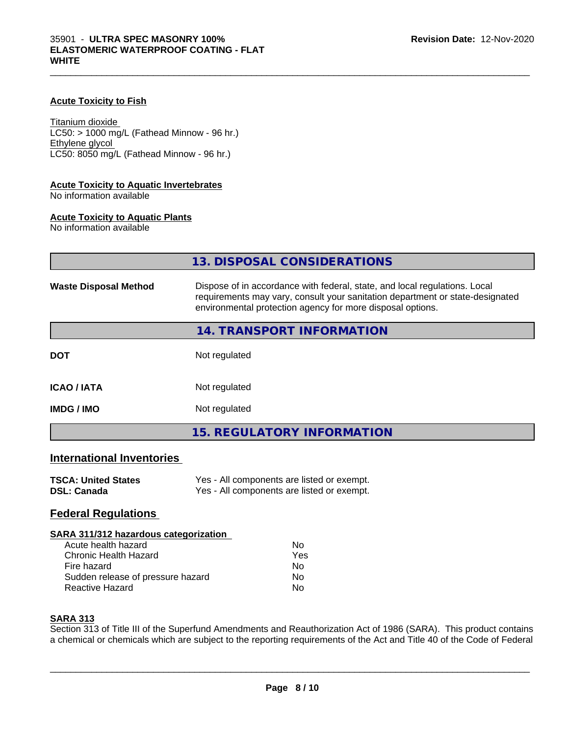**Acute Toxicity to Fish**

Titanium dioxide
LC50: > 1000 mg/L (Fathead Minnow - 96 hr.)
Ethylene glycol
LC50: 8050 mg/L (Fathead Minnow - 96 hr.)

**Acute Toxicity to Aquatic Invertebrates**
No information available

**Acute Toxicity to Aquatic Plants**
No information available

## 13. DISPOSAL CONSIDERATIONS

| | |
|---|---|
| **Waste Disposal Method** | Dispose of in accordance with federal, state, and local regulations. Local requirements may vary, consult your sanitation department or state-designated environmental protection agency for more disposal options. |

## 14. TRANSPORT INFORMATION

| | |
|---|---|
| **DOT** | Not regulated |
| **ICAO / IATA** | Not regulated |
| **IMDG / IMO** | Not regulated |

## 15. REGULATORY INFORMATION

### International Inventories

| | |
|---|---|
| **TSCA: United States** | Yes - All components are listed or exempt. |
| **DSL: Canada** | Yes - All components are listed or exempt. |

### Federal Regulations

**SARA 311/312 hazardous categorization**

| | |
|---|---|
| Acute health hazard | No |
| Chronic Health Hazard | Yes |
| Fire hazard | No |
| Sudden release of pressure hazard | No |
| Reactive Hazard | No |

**SARA 313**
Section 313 of Title III of the Superfund Amendments and Reauthorization Act of 1986 (SARA). This product contains a chemical or chemicals which are subject to the reporting requirements of the Act and Title 40 of the Code of Federal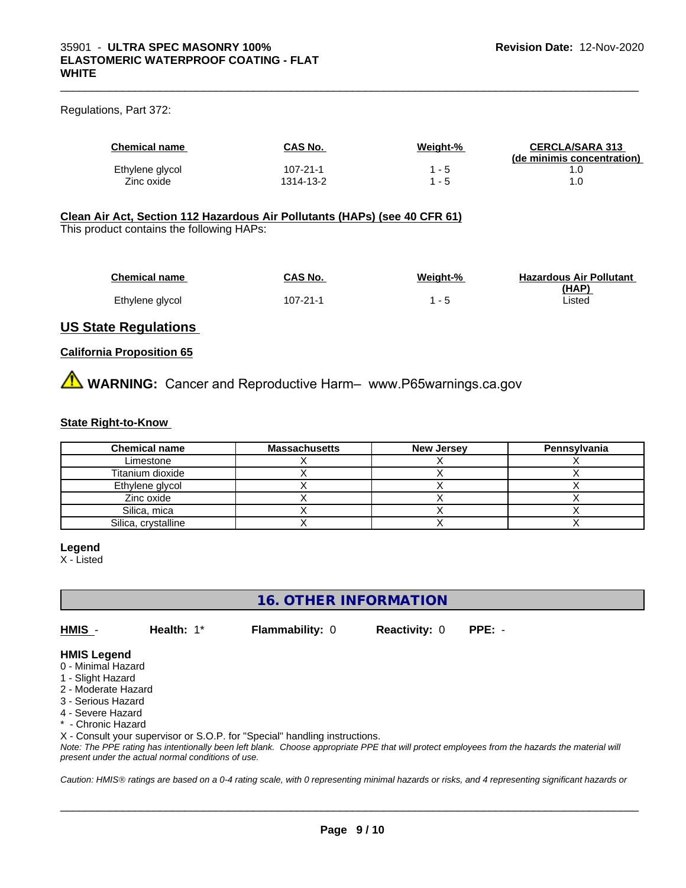Regulations, Part 372:

| Chemical name | CAS No. | Weight-% | CERCLA/SARA 313 (de minimis concentration) |
| --- | --- | --- | --- |
| Ethylene glycol | 107-21-1 | 1 - 5 | 1.0 |
| Zinc oxide | 1314-13-2 | 1 - 5 | 1.0 |

**Clean Air Act, Section 112 Hazardous Air Pollutants (HAPs) (see 40 CFR 61)**
This product contains the following HAPs:

| Chemical name | CAS No. | Weight-% | Hazardous Air Pollutant (HAP) |
| --- | --- | --- | --- |
| Ethylene glycol | 107-21-1 | 1 - 5 | Listed |

## US State Regulations

**California Proposition 65**

⚠ **WARNING:** Cancer and Reproductive Harm– www.P65warnings.ca.gov

**State Right-to-Know**

| Chemical name | Massachusetts | New Jersey | Pennsylvania |
| --- | --- | --- | --- |
| Limestone | X | X | X |
| Titanium dioxide | X | X | X |
| Ethylene glycol | X | X | X |
| Zinc oxide | X | X | X |
| Silica, mica | X | X | X |
| Silica, crystalline | X | X | X |

**Legend**
X - Listed

## 16. OTHER INFORMATION

**HMIS** - **Health:** 1* **Flammability:** 0 **Reactivity:** 0 **PPE:** -

**HMIS Legend**
0 - Minimal Hazard
1 - Slight Hazard
2 - Moderate Hazard
3 - Serious Hazard
4 - Severe Hazard
* - Chronic Hazard
X - Consult your supervisor or S.O.P. for "Special" handling instructions.
*Note: The PPE rating has intentionally been left blank. Choose appropriate PPE that will protect employees from the hazards the material will present under the actual normal conditions of use.*

*Caution: HMIS® ratings are based on a 0-4 rating scale, with 0 representing minimal hazards or risks, and 4 representing significant hazards or*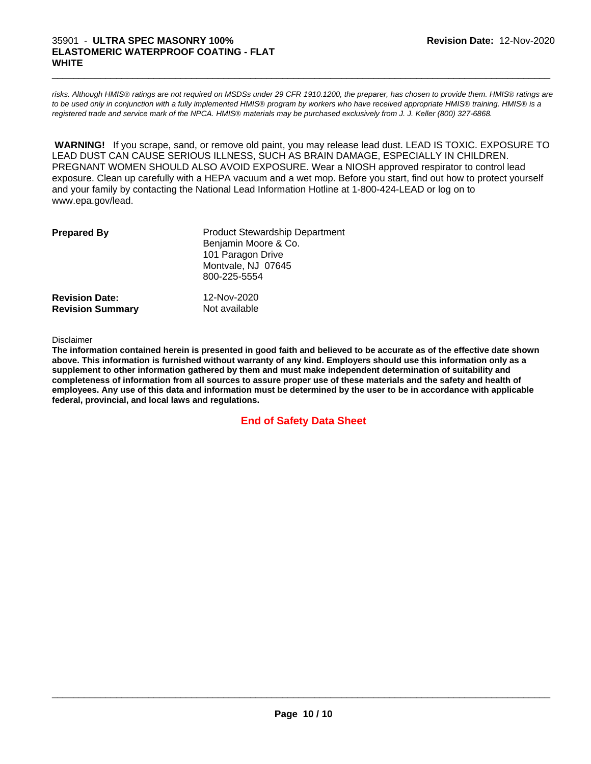*risks. Although HMIS® ratings are not required on MSDSs under 29 CFR 1910.1200, the preparer, has chosen to provide them. HMIS® ratings are to be used only in conjunction with a fully implemented HMIS® program by workers who have received appropriate HMIS® training. HMIS® is a registered trade and service mark of the NPCA. HMIS® materials may be purchased exclusively from J. J. Keller (800) 327-6868.*

**WARNING!** If you scrape, sand, or remove old paint, you may release lead dust. LEAD IS TOXIC. EXPOSURE TO LEAD DUST CAN CAUSE SERIOUS ILLNESS, SUCH AS BRAIN DAMAGE, ESPECIALLY IN CHILDREN. PREGNANT WOMEN SHOULD ALSO AVOID EXPOSURE. Wear a NIOSH approved respirator to control lead exposure. Clean up carefully with a HEPA vacuum and a wet mop. Before you start, find out how to protect yourself and your family by contacting the National Lead Information Hotline at 1-800-424-LEAD or log on to www.epa.gov/lead.

| | |
|---|---|
| **Prepared By** | Product Stewardship Department<br>Benjamin Moore & Co.<br>101 Paragon Drive<br>Montvale, NJ 07645<br>800-225-5554 |
| **Revision Date:** | 12-Nov-2020 |
| **Revision Summary** | Not available |

Disclaimer

**The information contained herein is presented in good faith and believed to be accurate as of the effective date shown above. This information is furnished without warranty of any kind. Employers should use this information only as a supplement to other information gathered by them and must make independent determination of suitability and completeness of information from all sources to assure proper use of these materials and the safety and health of employees. Any use of this data and information must be determined by the user to be in accordance with applicable federal, provincial, and local laws and regulations.**

**End of Safety Data Sheet**